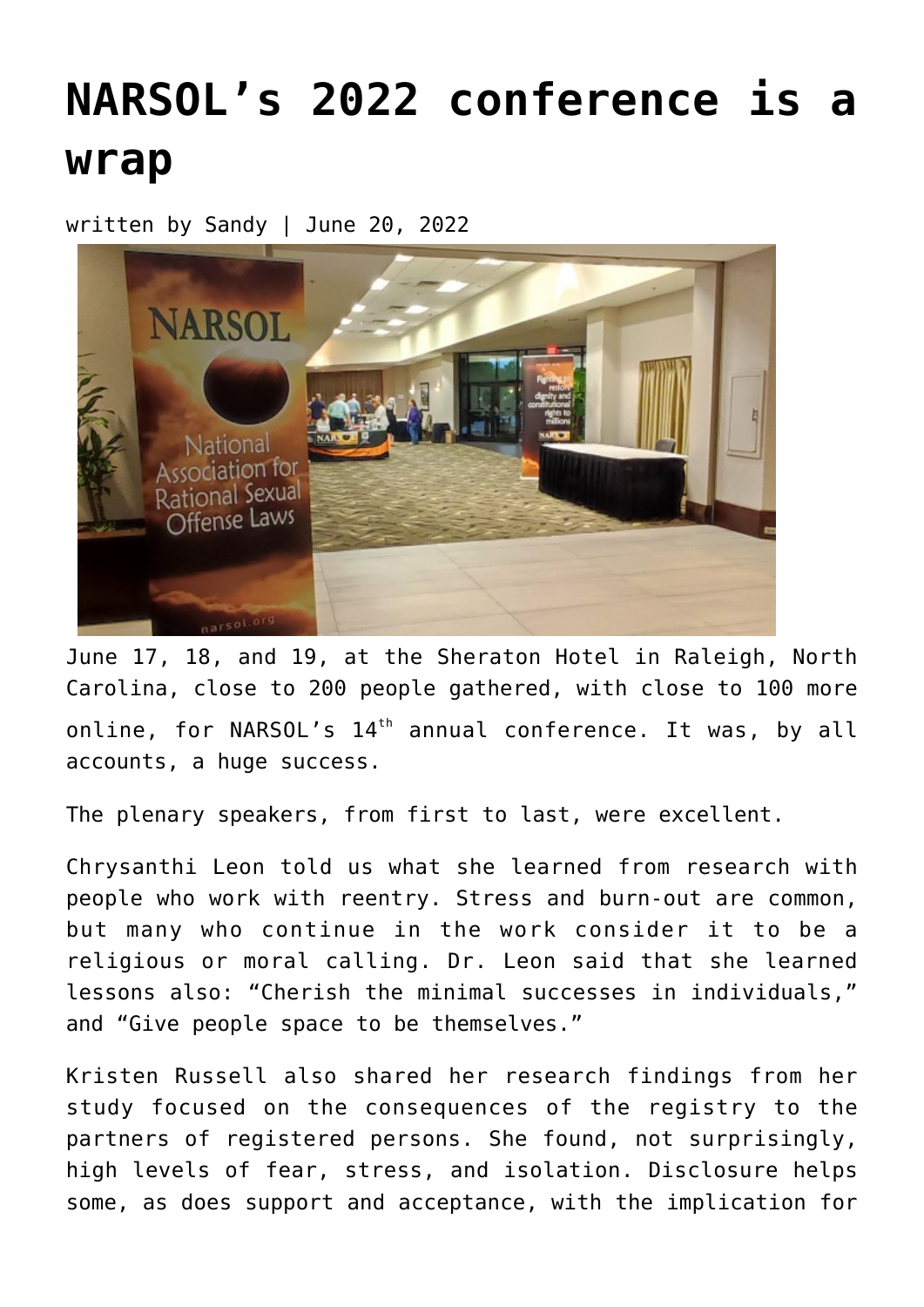# NARSOL's 2022 conference is a wrap

written by Sandy | June 20, 2022

June 17, 18, and 19, at the Sheraton Hotel in Raleigh, North Carolina, close to 200 people gathered, with close to 100 more online, for NARSOL's 14th annual conference. It was, by all accounts, a huge success.

The plenary speakers, from first to last, were excellent.

Chrysanthi Leon told us what she learned from research with people who work with reentry. Stress and burn-out are common, but many who continue in the work consider it to be a religious or moral calling. Dr. Leon said that she learned lessons also: "Cherish the minimal successes in individuals," and "Give people space to be themselves."

Kristen Russell also shared her research findings from her study focused on the consequences of the registry to the partners of registered persons. She found, not surprisingly, high levels of fear, stress, and isolation. Disclosure helps some, as does support and acceptance, with the implication for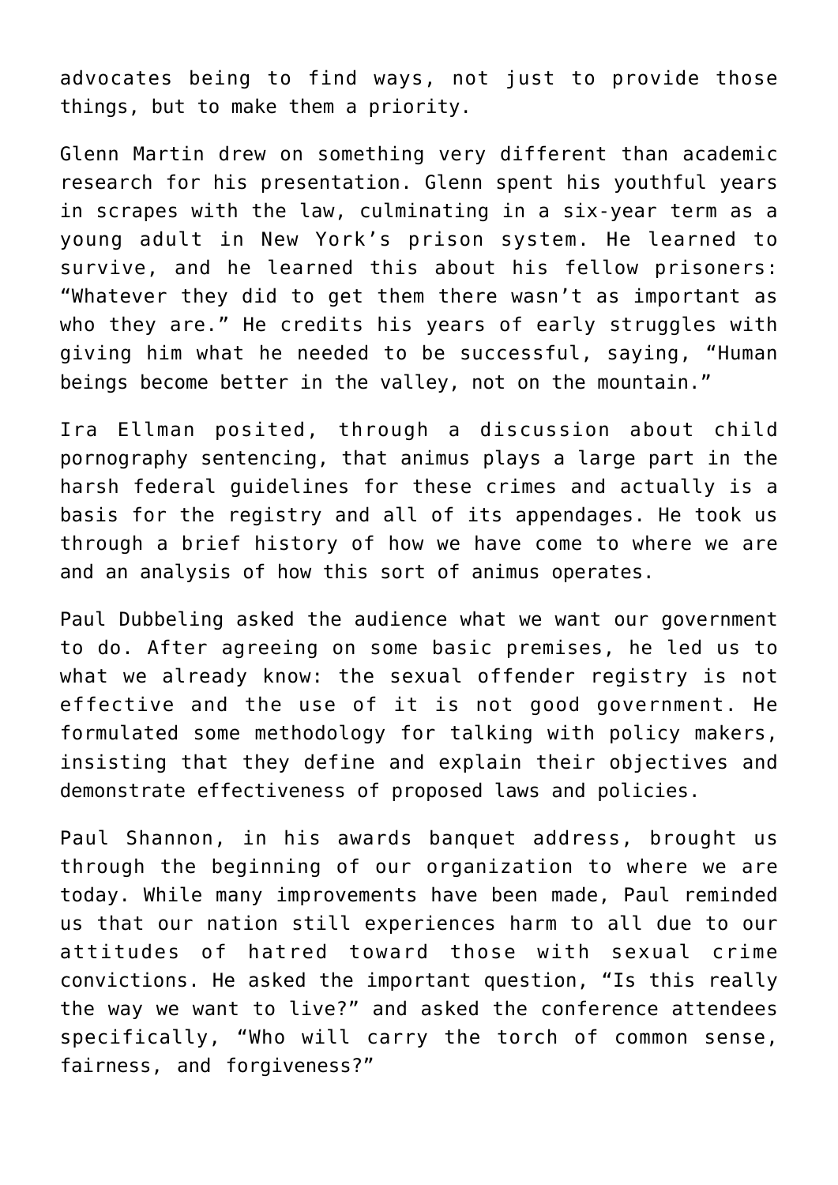advocates being to find ways, not just to provide those things, but to make them a priority.

Glenn Martin drew on something very different than academic research for his presentation. Glenn spent his youthful years in scrapes with the law, culminating in a six-year term as a young adult in New York's prison system. He learned to survive, and he learned this about his fellow prisoners: "Whatever they did to get them there wasn't as important as who they are." He credits his years of early struggles with giving him what he needed to be successful, saying, "Human beings become better in the valley, not on the mountain."

Ira Ellman posited, through a discussion about child pornography sentencing, that animus plays a large part in the harsh federal guidelines for these crimes and actually is a basis for the registry and all of its appendages. He took us through a brief history of how we have come to where we are and an analysis of how this sort of animus operates.

Paul Dubbeling asked the audience what we want our government to do. After agreeing on some basic premises, he led us to what we already know: the sexual offender registry is not effective and the use of it is not good government. He formulated some methodology for talking with policy makers, insisting that they define and explain their objectives and demonstrate effectiveness of proposed laws and policies.

Paul Shannon, in his awards banquet address, brought us through the beginning of our organization to where we are today. While many improvements have been made, Paul reminded us that our nation still experiences harm to all due to our attitudes of hatred toward those with sexual crime convictions. He asked the important question, "Is this really the way we want to live?" and asked the conference attendees specifically, "Who will carry the torch of common sense, fairness, and forgiveness?"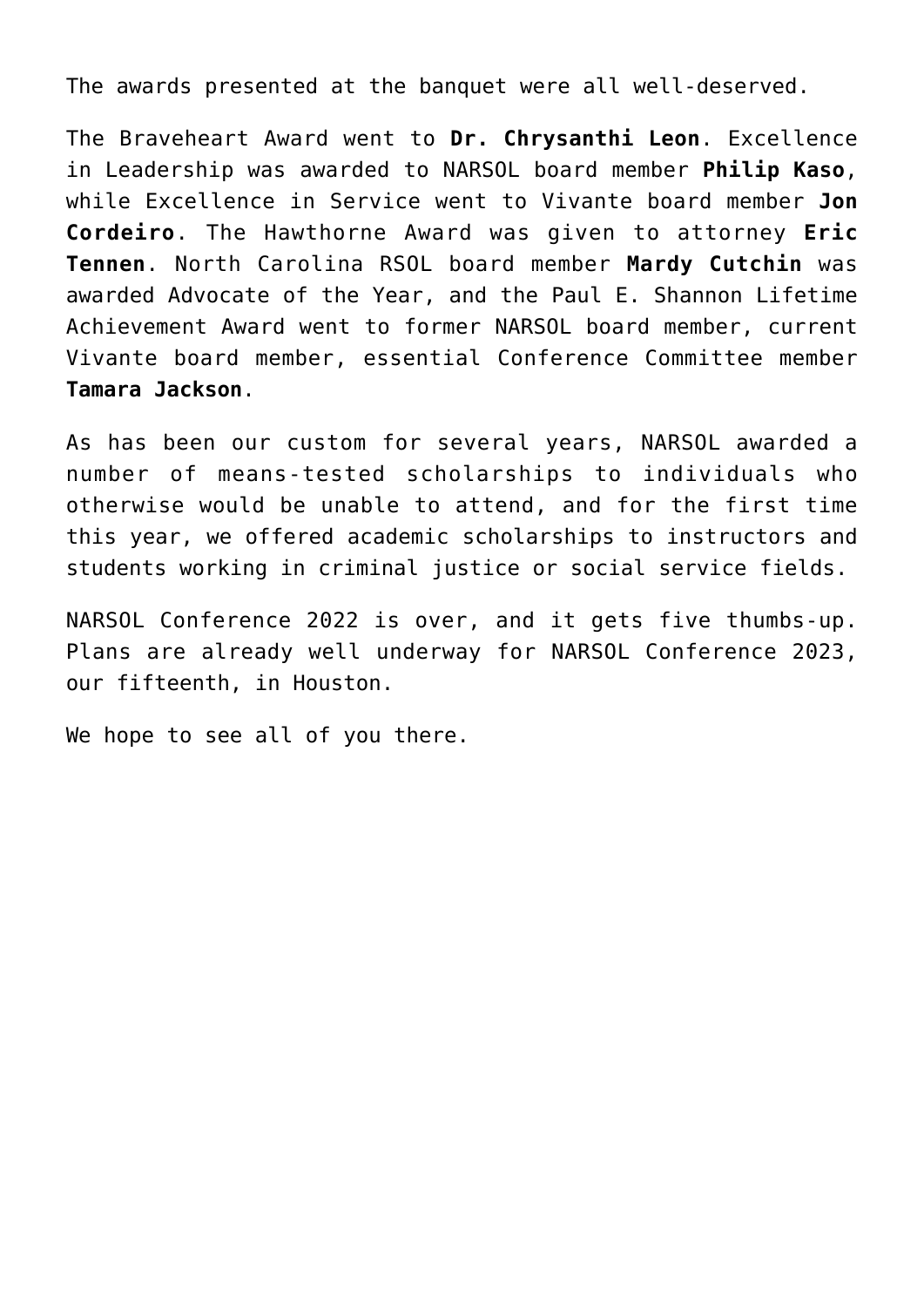The awards presented at the banquet were all well-deserved.

The Braveheart Award went to **Dr. Chrysanthi Leon**. Excellence in Leadership was awarded to NARSOL board member **Philip Kaso**, while Excellence in Service went to Vivante board member **Jon Cordeiro**. The Hawthorne Award was given to attorney **Eric Tennen**. North Carolina RSOL board member **Mardy Cutchin** was awarded Advocate of the Year, and the Paul E. Shannon Lifetime Achievement Award went to former NARSOL board member, current Vivante board member, essential Conference Committee member **Tamara Jackson**.

As has been our custom for several years, NARSOL awarded a number of means-tested scholarships to individuals who otherwise would be unable to attend, and for the first time this year, we offered academic scholarships to instructors and students working in criminal justice or social service fields.

NARSOL Conference 2022 is over, and it gets five thumbs-up. Plans are already well underway for NARSOL Conference 2023, our fifteenth, in Houston.

We hope to see all of you there.